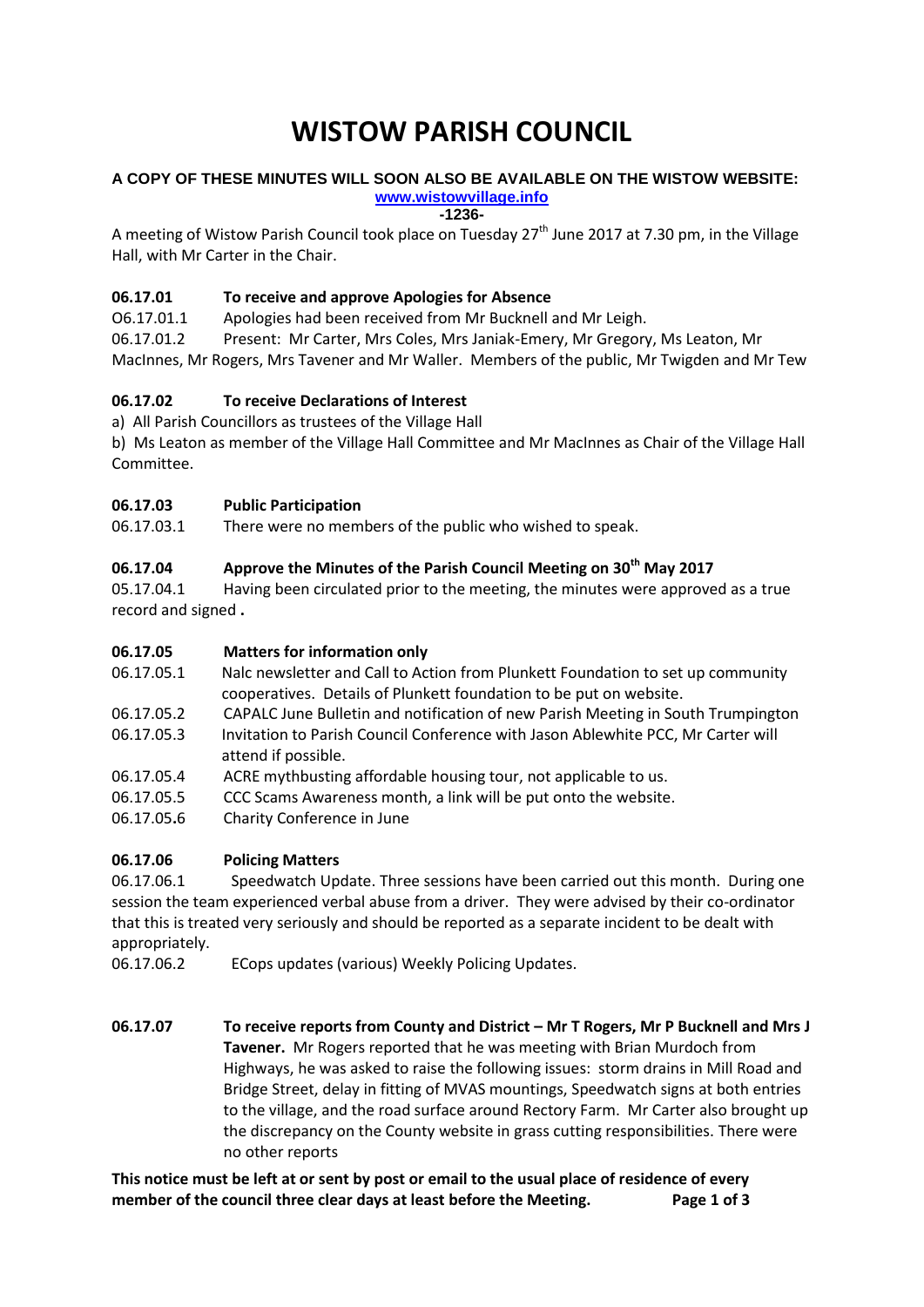# WISTOW PARISH COUNCIL

**A COPY OF THESE MINUTES WILL SOON ALSO BE AVAILABLE ON THE WISTOW WEBSITE:**
**www.wistowvillage.info**

**-1236-**

A meeting of Wistow Parish Council took place on Tuesday 27th June 2017 at 7.30 pm, in the Village Hall, with Mr Carter in the Chair.

### 06.17.01 To receive and approve Apologies for Absence

O6.17.01.1 Apologies had been received from Mr Bucknell and Mr Leigh.

06.17.01.2 Present: Mr Carter, Mrs Coles, Mrs Janiak-Emery, Mr Gregory, Ms Leaton, Mr MacInnes, Mr Rogers, Mrs Tavener and Mr Waller. Members of the public, Mr Twigden and Mr Tew

### 06.17.02 To receive Declarations of Interest

a) All Parish Councillors as trustees of the Village Hall

b) Ms Leaton as member of the Village Hall Committee and Mr MacInnes as Chair of the Village Hall Committee.

### 06.17.03 Public Participation

06.17.03.1 There were no members of the public who wished to speak.

### 06.17.04 Approve the Minutes of the Parish Council Meeting on 30th May 2017

05.17.04.1 Having been circulated prior to the meeting, the minutes were approved as a true record and signed **.**

### 06.17.05 Matters for information only

06.17.05.1 Nalc newsletter and Call to Action from Plunkett Foundation to set up community cooperatives. Details of Plunkett foundation to be put on website.

06.17.05.2 CAPALC June Bulletin and notification of new Parish Meeting in South Trumpington

06.17.05.3 Invitation to Parish Council Conference with Jason Ablewhite PCC, Mr Carter will attend if possible.

06.17.05.4 ACRE mythbusting affordable housing tour, not applicable to us.

06.17.05.5 CCC Scams Awareness month, a link will be put onto the website.

06.17.05.6 Charity Conference in June

### 06.17.06 Policing Matters

06.17.06.1 Speedwatch Update. Three sessions have been carried out this month. During one session the team experienced verbal abuse from a driver. They were advised by their co-ordinator that this is treated very seriously and should be reported as a separate incident to be dealt with appropriately.

06.17.06.2 ECops updates (various) Weekly Policing Updates.

### 06.17.07 To receive reports from County and District – Mr T Rogers, Mr P Bucknell and Mrs J Tavener.

Mr Rogers reported that he was meeting with Brian Murdoch from Highways, he was asked to raise the following issues: storm drains in Mill Road and Bridge Street, delay in fitting of MVAS mountings, Speedwatch signs at both entries to the village, and the road surface around Rectory Farm. Mr Carter also brought up the discrepancy on the County website in grass cutting responsibilities. There were no other reports

**This notice must be left at or sent by post or email to the usual place of residence of every member of the council three clear days at least before the Meeting.**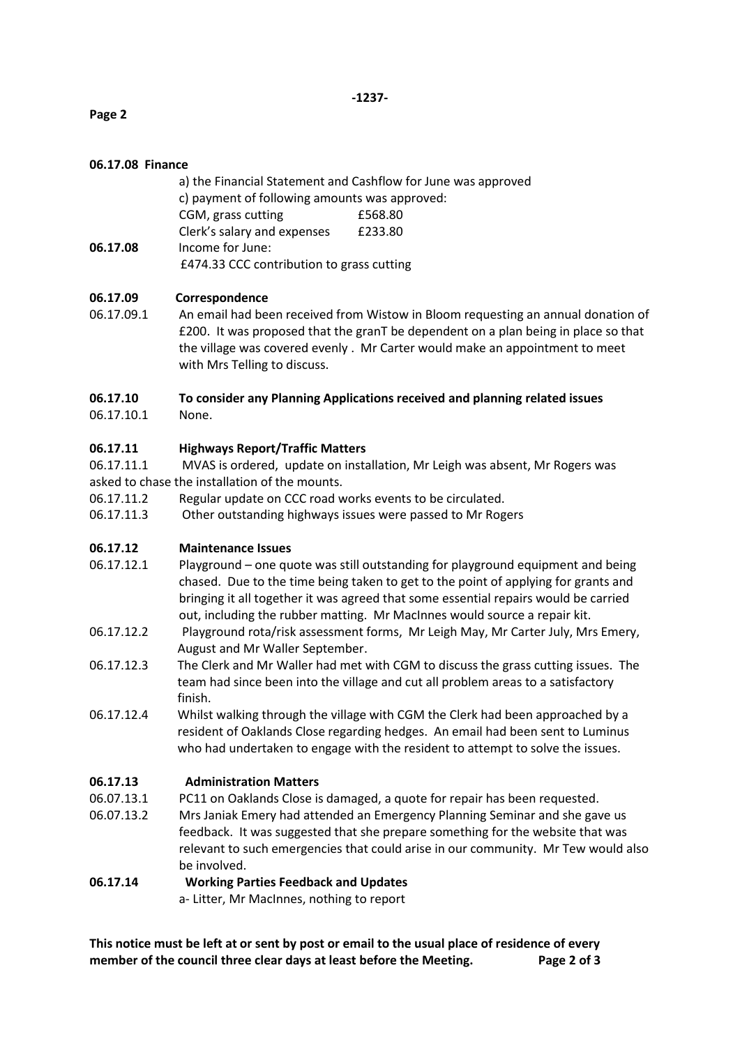**-1237-**

**06.17.08 Finance**

a) the Financial Statement and Cashflow for June was approved

c) payment of following amounts was approved:

| | |
|---|---|
| CGM, grass cutting | £568.80 |
| Clerk's salary and expenses | £233.80 |

**06.17.08** Income for June:

£474.33 CCC contribution to grass cutting

**06.17.09 Correspondence**

06.17.09.1 An email had been received from Wistow in Bloom requesting an annual donation of £200. It was proposed that the granT be dependent on a plan being in place so that the village was covered evenly . Mr Carter would make an appointment to meet with Mrs Telling to discuss.

**06.17.10 To consider any Planning Applications received and planning related issues**

06.17.10.1 None.

**06.17.11 Highways Report/Traffic Matters**

06.17.11.1 MVAS is ordered, update on installation, Mr Leigh was absent, Mr Rogers was asked to chase the installation of the mounts.

06.17.11.2 Regular update on CCC road works events to be circulated.

06.17.11.3 Other outstanding highways issues were passed to Mr Rogers

**06.17.12 Maintenance Issues**

06.17.12.1 Playground – one quote was still outstanding for playground equipment and being chased. Due to the time being taken to get to the point of applying for grants and bringing it all together it was agreed that some essential repairs would be carried out, including the rubber matting. Mr MacInnes would source a repair kit.

06.17.12.2 Playground rota/risk assessment forms, Mr Leigh May, Mr Carter July, Mrs Emery, August and Mr Waller September.

06.17.12.3 The Clerk and Mr Waller had met with CGM to discuss the grass cutting issues. The team had since been into the village and cut all problem areas to a satisfactory finish.

06.17.12.4 Whilst walking through the village with CGM the Clerk had been approached by a resident of Oaklands Close regarding hedges. An email had been sent to Luminus who had undertaken to engage with the resident to attempt to solve the issues.

**06.17.13 Administration Matters**

06.07.13.1 PC11 on Oaklands Close is damaged, a quote for repair has been requested.

06.07.13.2 Mrs Janiak Emery had attended an Emergency Planning Seminar and she gave us feedback. It was suggested that she prepare something for the website that was relevant to such emergencies that could arise in our community. Mr Tew would also be involved.

**06.17.14 Working Parties Feedback and Updates**

a- Litter, Mr MacInnes, nothing to report

**This notice must be left at or sent by post or email to the usual place of residence of every member of the council three clear days at least before the Meeting.**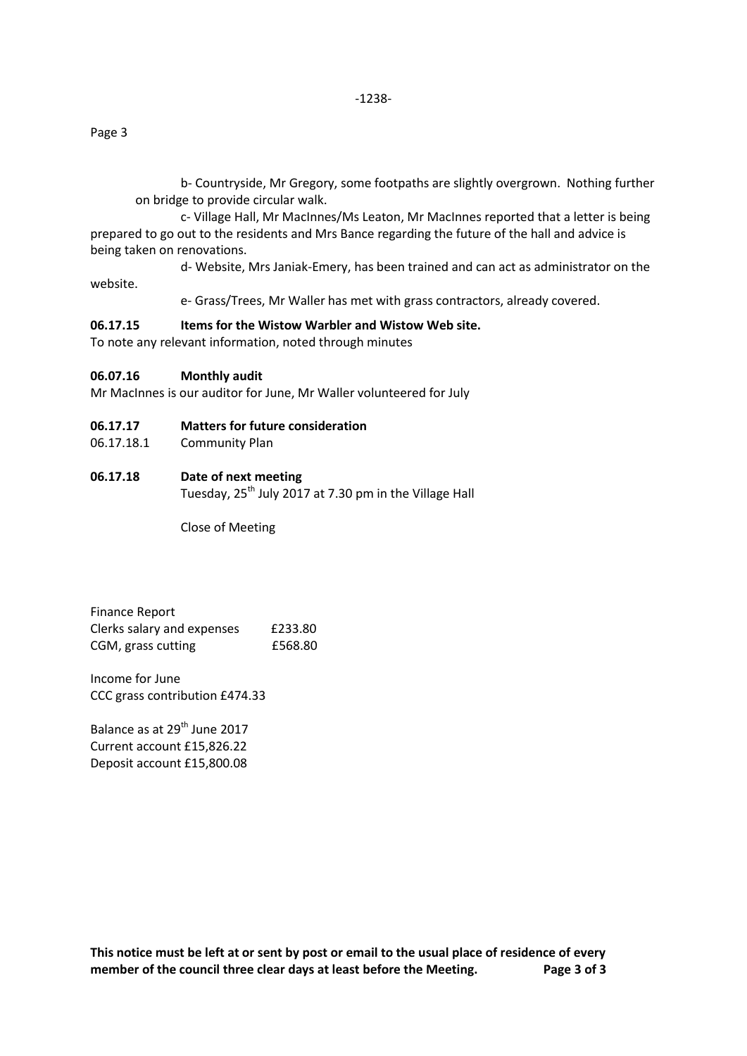-1238-

b- Countryside, Mr Gregory, some footpaths are slightly overgrown. Nothing further on bridge to provide circular walk.

c- Village Hall, Mr MacInnes/Ms Leaton, Mr MacInnes reported that a letter is being prepared to go out to the residents and Mrs Bance regarding the future of the hall and advice is being taken on renovations.

d- Website, Mrs Janiak-Emery, has been trained and can act as administrator on the website.

e- Grass/Trees, Mr Waller has met with grass contractors, already covered.

**06.17.15 Items for the Wistow Warbler and Wistow Web site.**

To note any relevant information, noted through minutes

**06.07.16 Monthly audit**

Mr MacInnes is our auditor for June, Mr Waller volunteered for July

**06.17.17 Matters for future consideration**

06.17.18.1 Community Plan

**06.17.18 Date of next meeting**

Tuesday, 25th July 2017 at 7.30 pm in the Village Hall

Close of Meeting

Finance Report

| | |
|---|---|
| Clerks salary and expenses | £233.80 |
| CGM, grass cutting | £568.80 |

Income for June
CCC grass contribution £474.33

Balance as at 29th June 2017
Current account £15,826.22
Deposit account £15,800.08

**This notice must be left at or sent by post or email to the usual place of residence of every member of the council three clear days at least before the Meeting.**